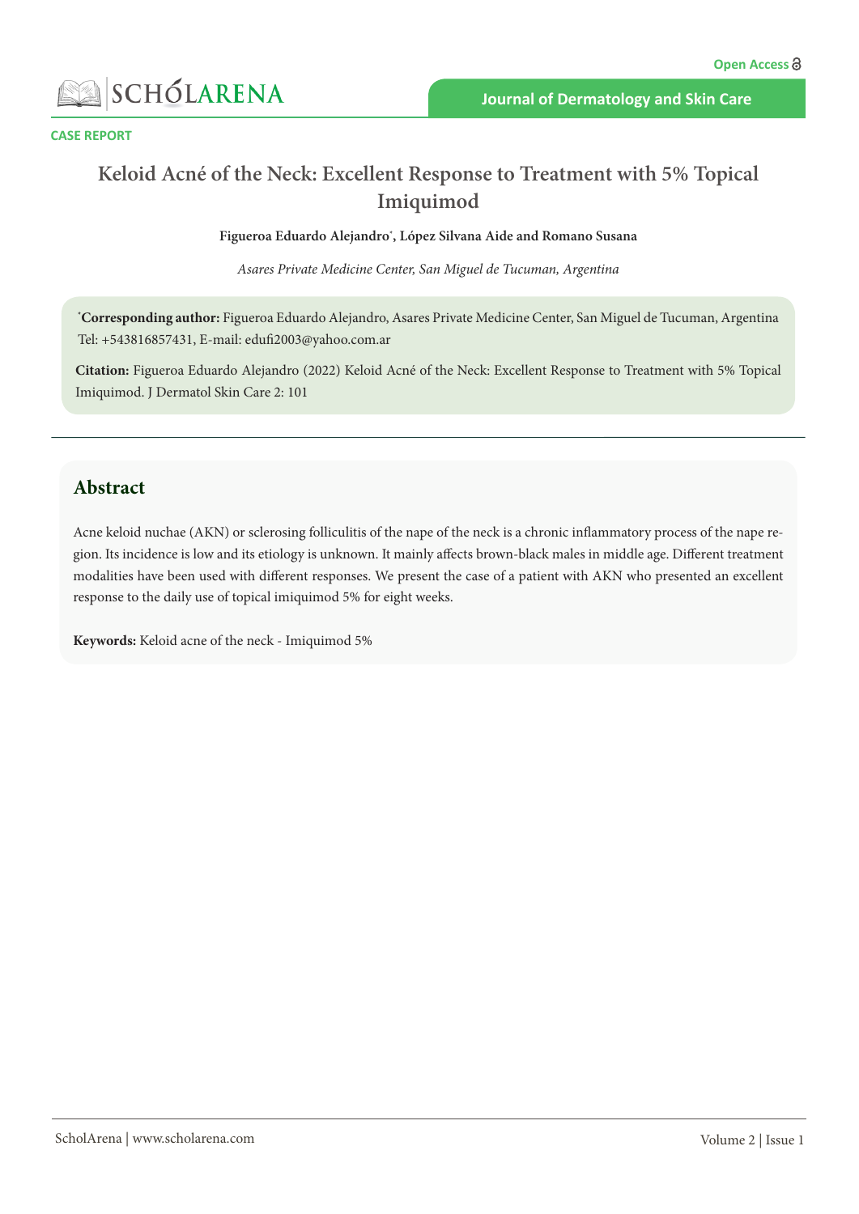CASE REPORT

# Keloid Acné of the Neck: Excellent Response to Treatment with 5% Topical Imiquimod

**Figueroa Eduardo Alejandro*, López Silvana Aide and Romano Susana**

*Asares Private Medicine Center, San Miguel de Tucuman, Argentina*

***Corresponding author:** Figueroa Eduardo Alejandro, Asares Private Medicine Center, San Miguel de Tucuman, Argentina Tel: +543816857431, E-mail: edufi2003@yahoo.com.ar

**Citation:** Figueroa Eduardo Alejandro (2022) Keloid Acné of the Neck: Excellent Response to Treatment with 5% Topical Imiquimod. J Dermatol Skin Care 2: 101

## Abstract

Acne keloid nuchae (AKN) or sclerosing folliculitis of the nape of the neck is a chronic inflammatory process of the nape region. Its incidence is low and its etiology is unknown. It mainly affects brown-black males in middle age. Different treatment modalities have been used with different responses. We present the case of a patient with AKN who presented an excellent response to the daily use of topical imiquimod 5% for eight weeks.

**Keywords:** Keloid acne of the neck - Imiquimod 5%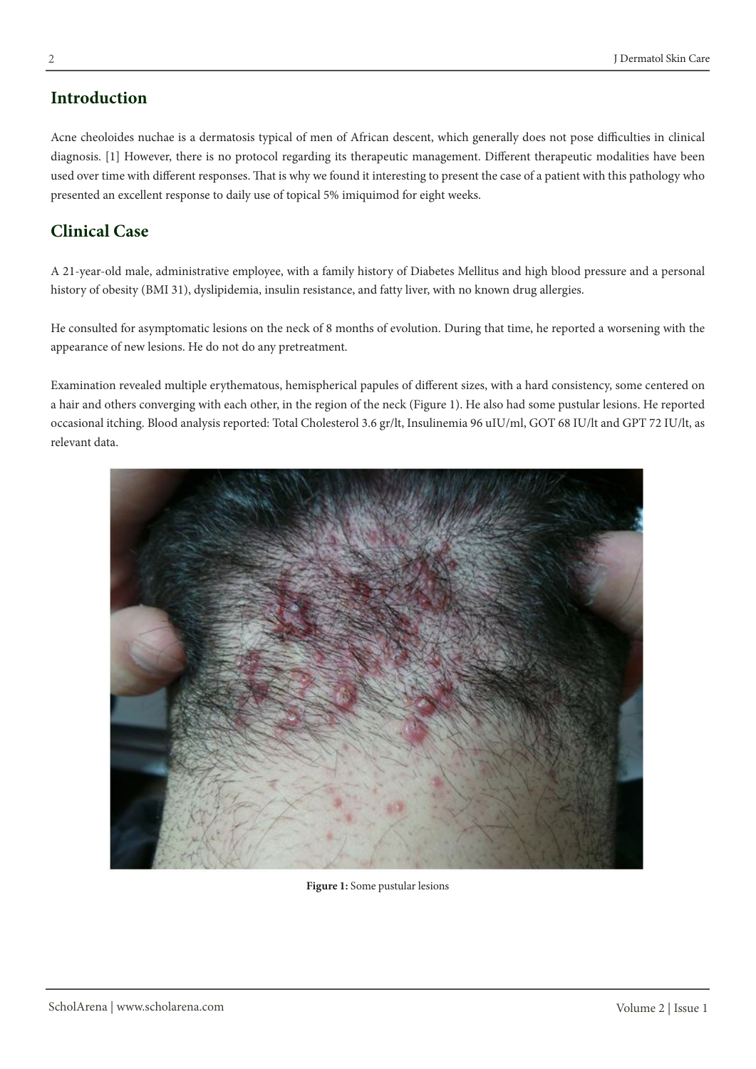## Introduction

Acne cheoloides nuchae is a dermatosis typical of men of African descent, which generally does not pose difficulties in clinical diagnosis. [1] However, there is no protocol regarding its therapeutic management. Different therapeutic modalities have been used over time with different responses. That is why we found it interesting to present the case of a patient with this pathology who presented an excellent response to daily use of topical 5% imiquimod for eight weeks.

## Clinical Case

A 21-year-old male, administrative employee, with a family history of Diabetes Mellitus and high blood pressure and a personal history of obesity (BMI 31), dyslipidemia, insulin resistance, and fatty liver, with no known drug allergies.

He consulted for asymptomatic lesions on the neck of 8 months of evolution. During that time, he reported a worsening with the appearance of new lesions. He do not do any pretreatment.

Examination revealed multiple erythematous, hemispherical papules of different sizes, with a hard consistency, some centered on a hair and others converging with each other, in the region of the neck (Figure 1). He also had some pustular lesions. He reported occasional itching. Blood analysis reported: Total Cholesterol 3.6 gr/lt, Insulinemia 96 uIU/ml, GOT 68 IU/lt and GPT 72 IU/lt, as relevant data.

**Figure 1:** Some pustular lesions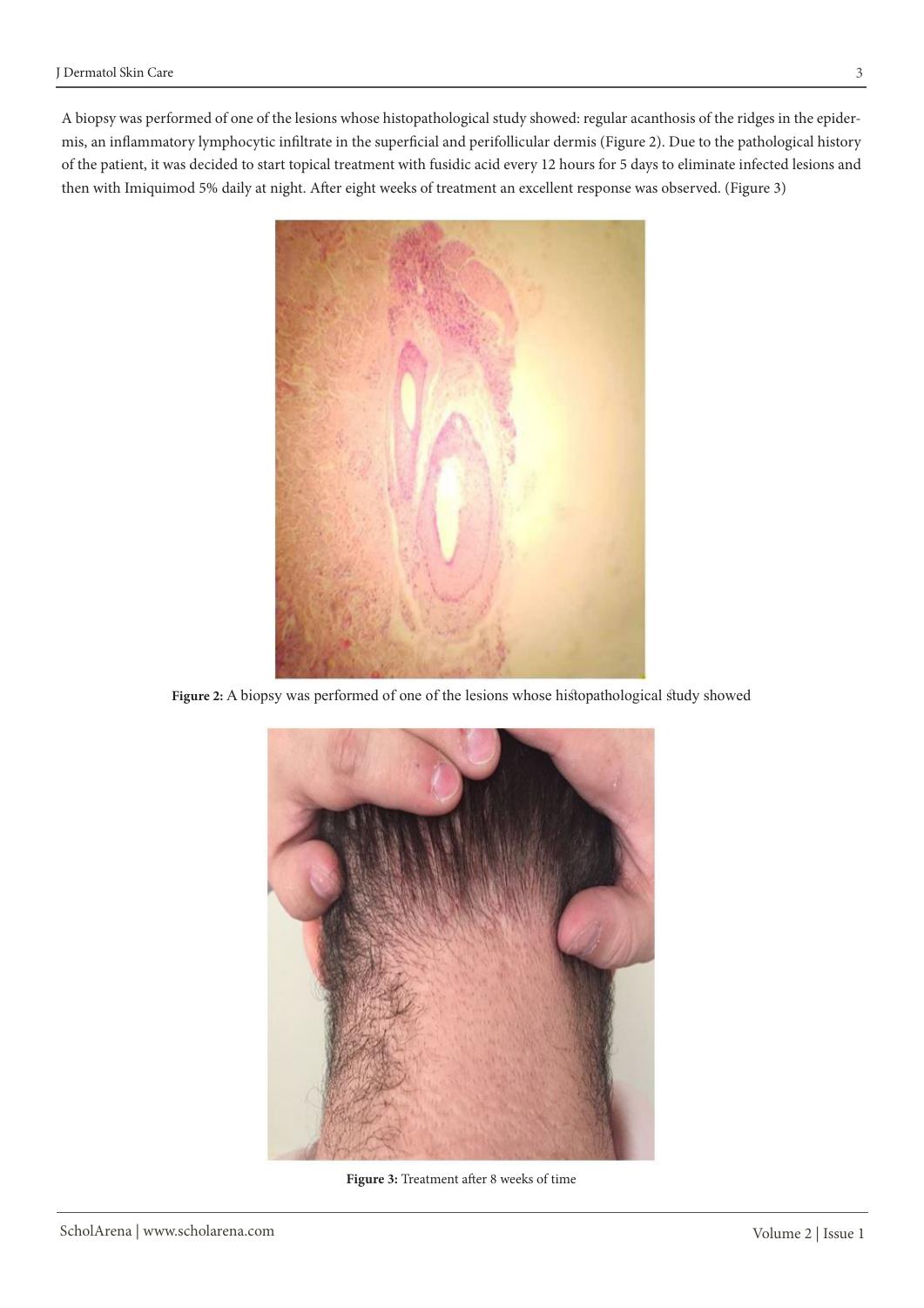A biopsy was performed of one of the lesions whose histopathological study showed: regular acanthosis of the ridges in the epidermis, an inflammatory lymphocytic infiltrate in the superficial and perifollicular dermis (Figure 2). Due to the pathological history of the patient, it was decided to start topical treatment with fusidic acid every 12 hours for 5 days to eliminate infected lesions and then with Imiquimod 5% daily at night. After eight weeks of treatment an excellent response was observed. (Figure 3)

**Figure 2:** A biopsy was performed of one of the lesions whose histopathological study showed

**Figure 3:** Treatment after 8 weeks of time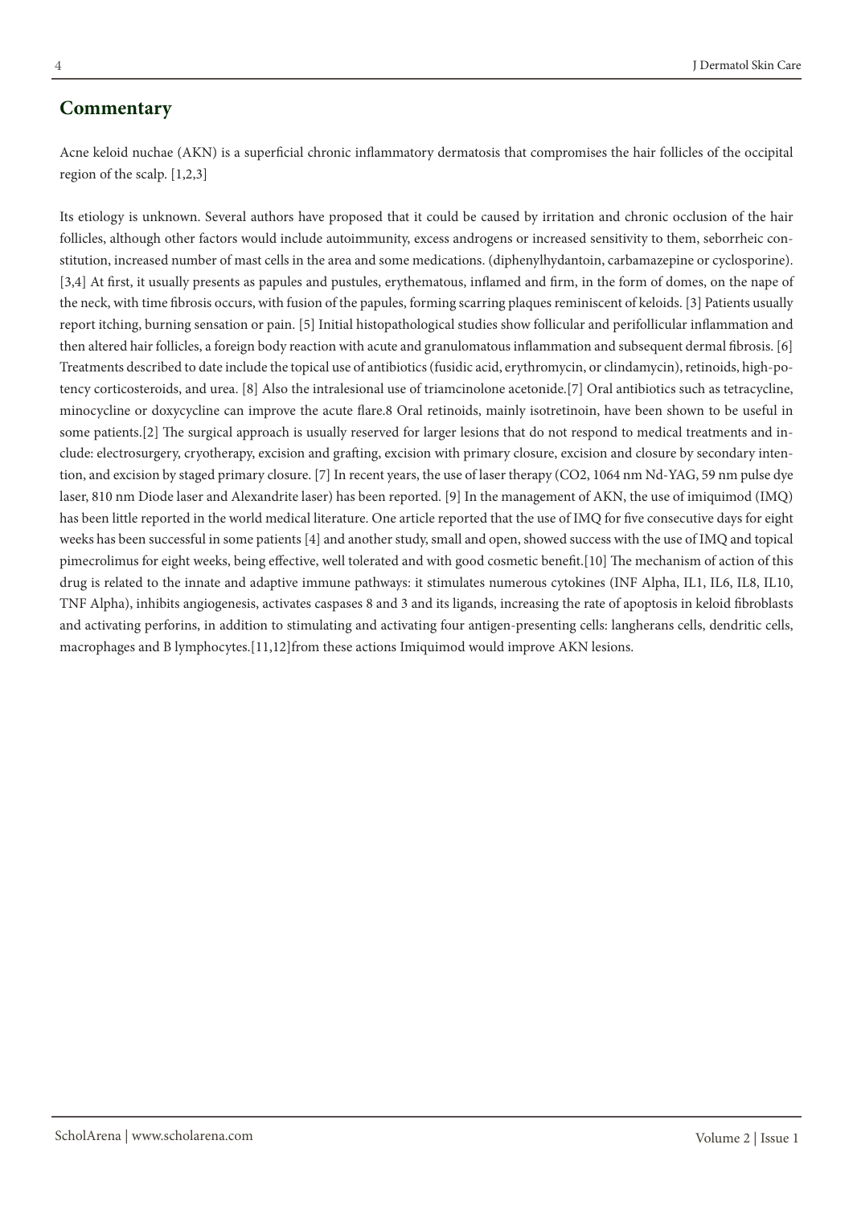## Commentary

Acne keloid nuchae (AKN) is a superficial chronic inflammatory dermatosis that compromises the hair follicles of the occipital region of the scalp. [1,2,3]

Its etiology is unknown. Several authors have proposed that it could be caused by irritation and chronic occlusion of the hair follicles, although other factors would include autoimmunity, excess androgens or increased sensitivity to them, seborrheic constitution, increased number of mast cells in the area and some medications. (diphenylhydantoin, carbamazepine or cyclosporine). [3,4] At first, it usually presents as papules and pustules, erythematous, inflamed and firm, in the form of domes, on the nape of the neck, with time fibrosis occurs, with fusion of the papules, forming scarring plaques reminiscent of keloids. [3] Patients usually report itching, burning sensation or pain. [5] Initial histopathological studies show follicular and perifollicular inflammation and then altered hair follicles, a foreign body reaction with acute and granulomatous inflammation and subsequent dermal fibrosis. [6] Treatments described to date include the topical use of antibiotics (fusidic acid, erythromycin, or clindamycin), retinoids, high-potency corticosteroids, and urea. [8] Also the intralesional use of triamcinolone acetonide.[7] Oral antibiotics such as tetracycline, minocycline or doxycycline can improve the acute flare.8 Oral retinoids, mainly isotretinoin, have been shown to be useful in some patients.[2] The surgical approach is usually reserved for larger lesions that do not respond to medical treatments and include: electrosurgery, cryotherapy, excision and grafting, excision with primary closure, excision and closure by secondary intention, and excision by staged primary closure. [7] In recent years, the use of laser therapy (CO2, 1064 nm Nd-YAG, 59 nm pulse dye laser, 810 nm Diode laser and Alexandrite laser) has been reported. [9] In the management of AKN, the use of imiquimod (IMQ) has been little reported in the world medical literature. One article reported that the use of IMQ for five consecutive days for eight weeks has been successful in some patients [4] and another study, small and open, showed success with the use of IMQ and topical pimecrolimus for eight weeks, being effective, well tolerated and with good cosmetic benefit.[10] The mechanism of action of this drug is related to the innate and adaptive immune pathways: it stimulates numerous cytokines (INF Alpha, IL1, IL6, IL8, IL10, TNF Alpha), inhibits angiogenesis, activates caspases 8 and 3 and its ligands, increasing the rate of apoptosis in keloid fibroblasts and activating perforins, in addition to stimulating and activating four antigen-presenting cells: langherans cells, dendritic cells, macrophages and B lymphocytes.[11,12]from these actions Imiquimod would improve AKN lesions.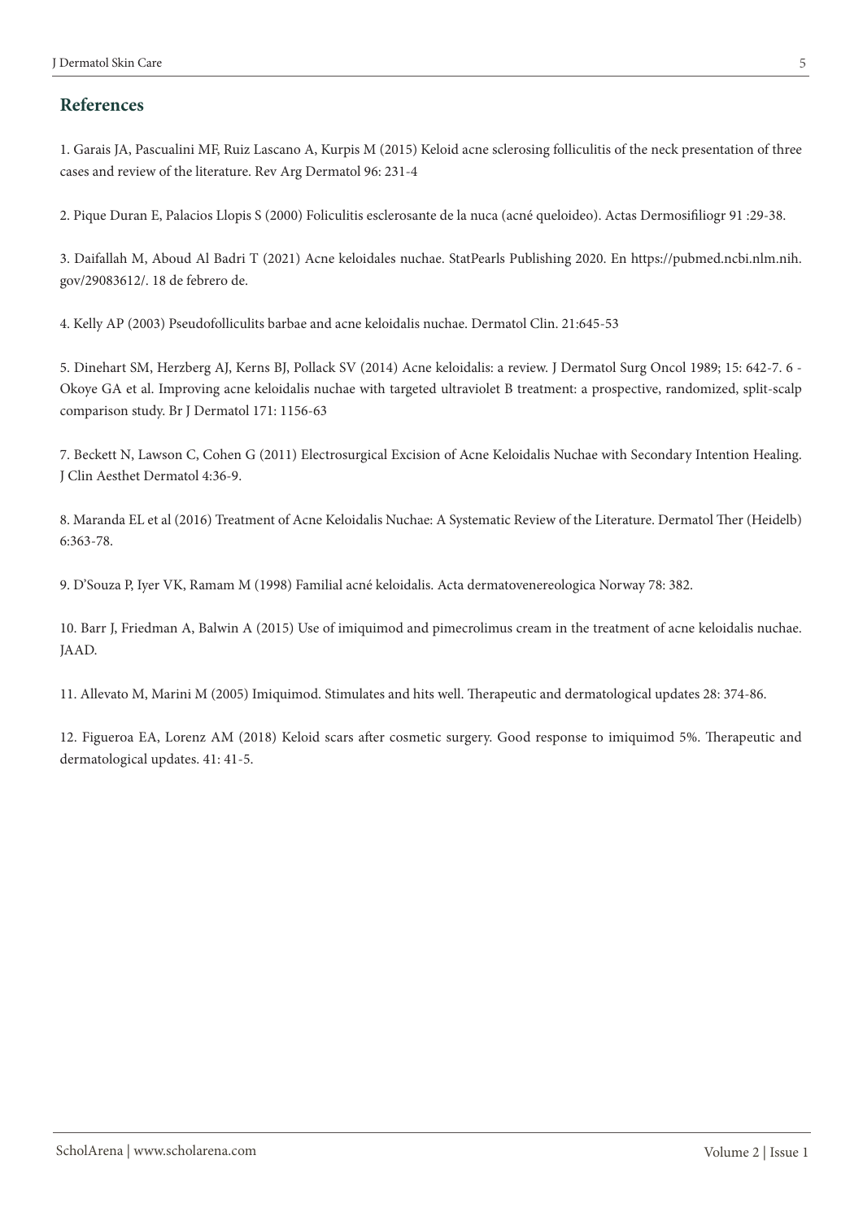## References

1. Garais JA, Pascualini MF, Ruiz Lascano A, Kurpis M (2015) Keloid acne sclerosing folliculitis of the neck presentation of three cases and review of the literature. Rev Arg Dermatol 96: 231-4

2. Pique Duran E, Palacios Llopis S (2000) Foliculitis esclerosante de la nuca (acné queloideo). Actas Dermosifiliogr 91 :29-38.

3. Daifallah M, Aboud Al Badri T (2021) Acne keloidales nuchae. StatPearls Publishing 2020. En https://pubmed.ncbi.nlm.nih.gov/29083612/. 18 de febrero de.

4. Kelly AP (2003) Pseudofolliculits barbae and acne keloidalis nuchae. Dermatol Clin. 21:645-53

5. Dinehart SM, Herzberg AJ, Kerns BJ, Pollack SV (2014) Acne keloidalis: a review. J Dermatol Surg Oncol 1989; 15: 642-7. 6 - Okoye GA et al. Improving acne keloidalis nuchae with targeted ultraviolet B treatment: a prospective, randomized, split-scalp comparison study. Br J Dermatol 171: 1156-63

7. Beckett N, Lawson C, Cohen G (2011) Electrosurgical Excision of Acne Keloidalis Nuchae with Secondary Intention Healing. J Clin Aesthet Dermatol 4:36-9.

8. Maranda EL et al (2016) Treatment of Acne Keloidalis Nuchae: A Systematic Review of the Literature. Dermatol Ther (Heidelb) 6:363-78.

9. D'Souza P, Iyer VK, Ramam M (1998) Familial acné keloidalis. Acta dermatovenereologica Norway 78: 382.

10. Barr J, Friedman A, Balwin A (2015) Use of imiquimod and pimecrolimus cream in the treatment of acne keloidalis nuchae. JAAD.

11. Allevato M, Marini M (2005) Imiquimod. Stimulates and hits well. Therapeutic and dermatological updates 28: 374-86.

12. Figueroa EA, Lorenz AM (2018) Keloid scars after cosmetic surgery. Good response to imiquimod 5%. Therapeutic and dermatological updates. 41: 41-5.